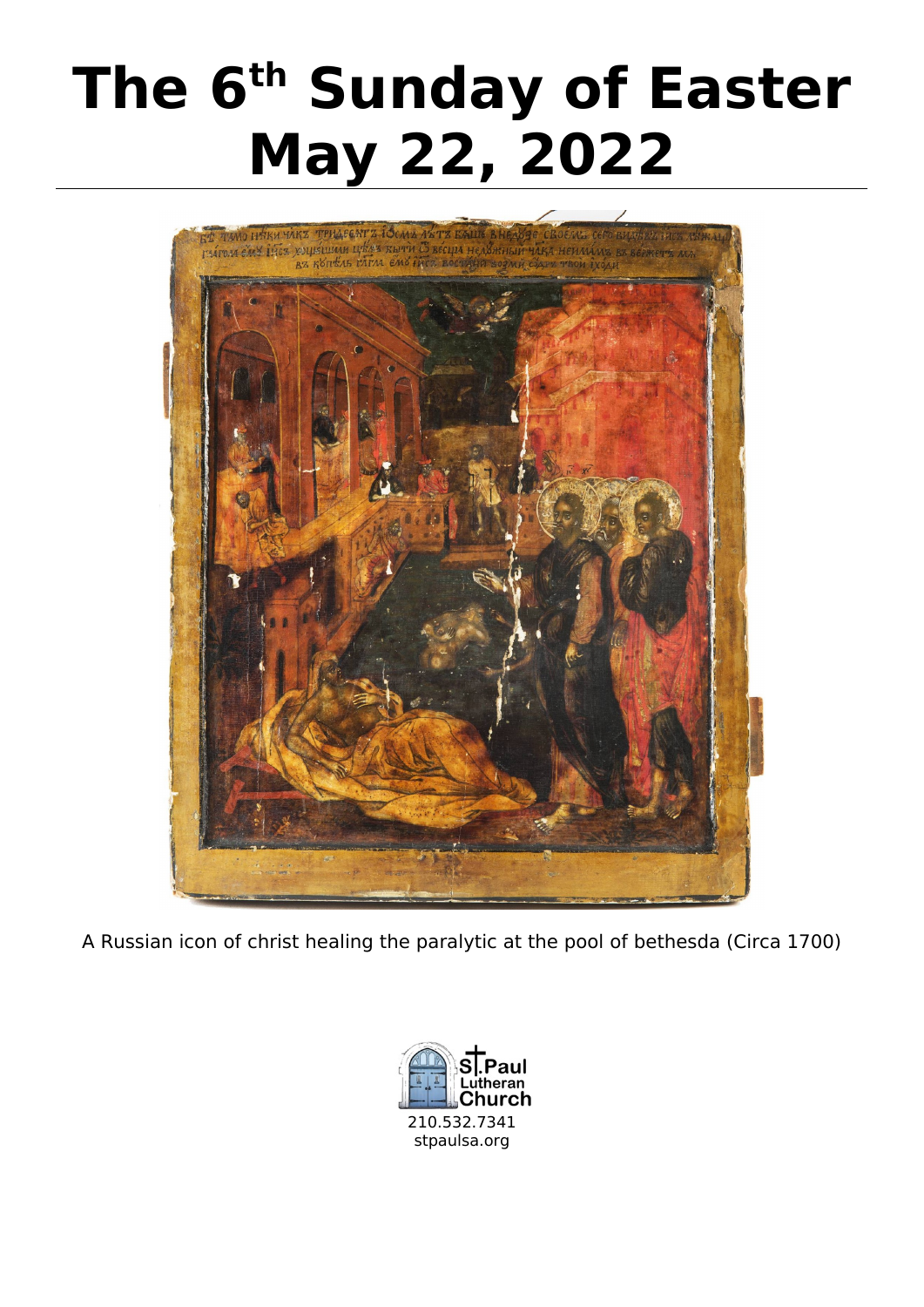# The 6th Sunday of Easter May 22, 2022

A Russian icon of christ healing the paralytic at the pool of bethesda (Circa 1700)

St. Paul Lutheran Church

210.532.7341

stpaulsa.org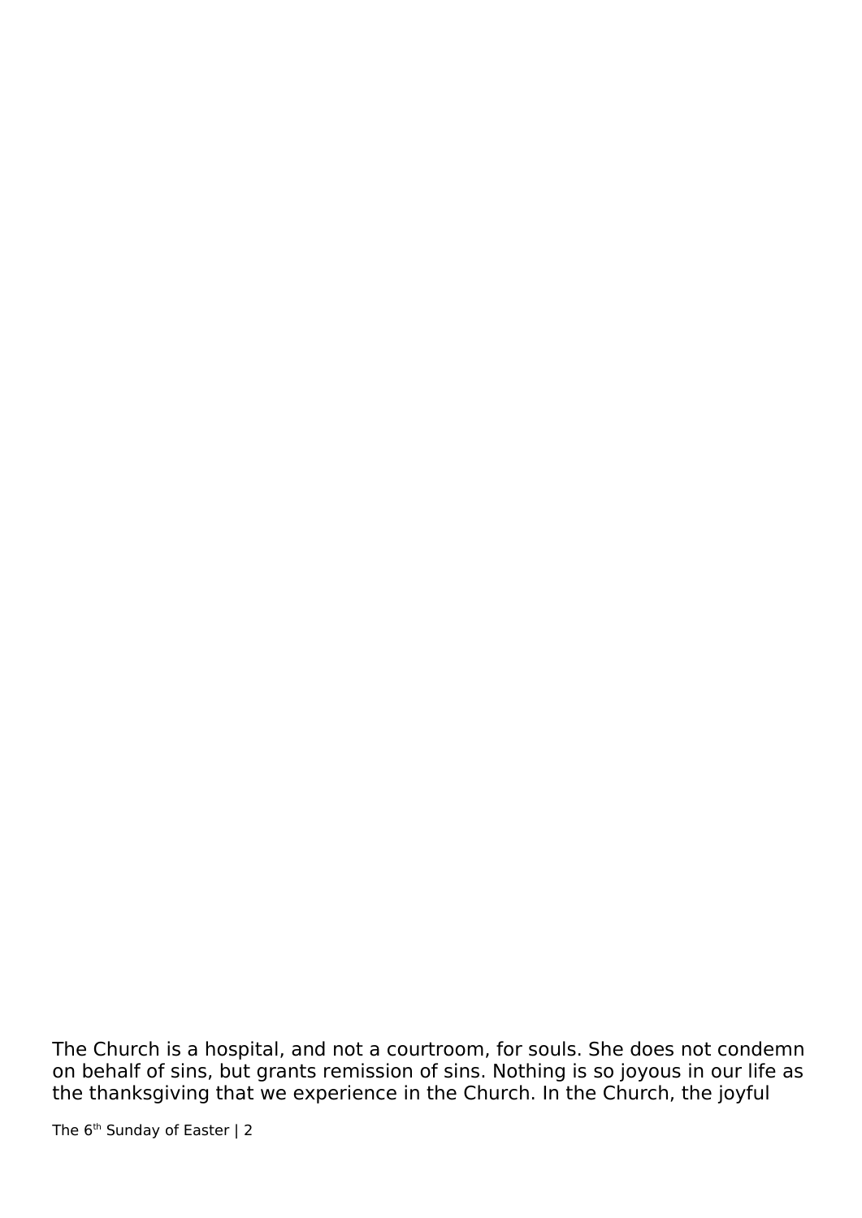The Church is a hospital, and not a courtroom, for souls. She does not condemn on behalf of sins, but grants remission of sins. Nothing is so joyous in our life as the thanksgiving that we experience in the Church. In the Church, the joyful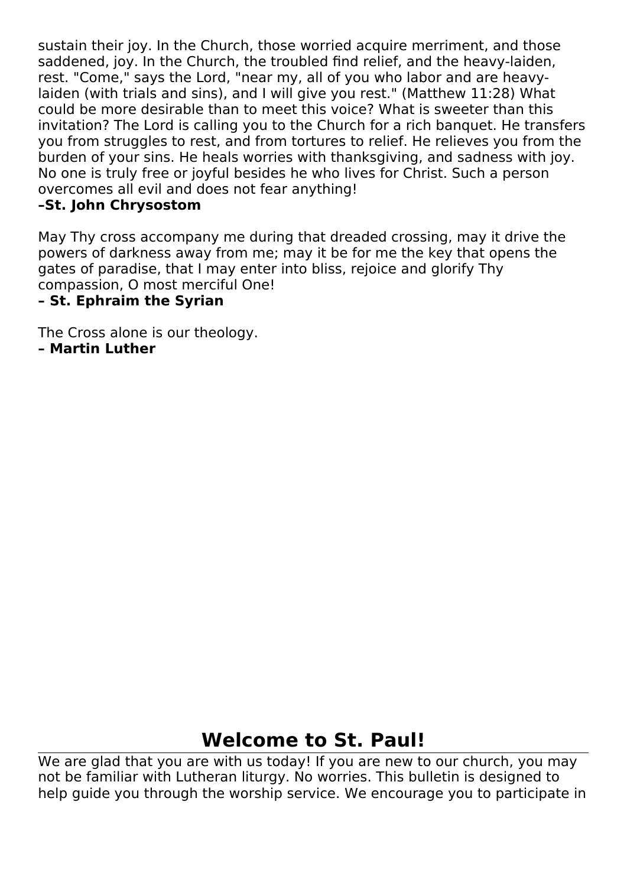sustain their joy. In the Church, those worried acquire merriment, and those saddened, joy. In the Church, the troubled find relief, and the heavy-laiden, rest. "Come," says the Lord, "near my, all of you who labor and are heavy-laiden (with trials and sins), and I will give you rest." (Matthew 11:28) What could be more desirable than to meet this voice? What is sweeter than this invitation? The Lord is calling you to the Church for a rich banquet. He transfers you from struggles to rest, and from tortures to relief. He relieves you from the burden of your sins. He heals worries with thanksgiving, and sadness with joy. No one is truly free or joyful besides he who lives for Christ. Such a person overcomes all evil and does not fear anything!
**–St. John Chrysostom**

May Thy cross accompany me during that dreaded crossing, may it drive the powers of darkness away from me; may it be for me the key that opens the gates of paradise, that I may enter into bliss, rejoice and glorify Thy compassion, O most merciful One!
**– St. Ephraim the Syrian**

The Cross alone is our theology.
**– Martin Luther**

## Welcome to St. Paul!

We are glad that you are with us today! If you are new to our church, you may not be familiar with Lutheran liturgy. No worries. This bulletin is designed to help guide you through the worship service. We encourage you to participate in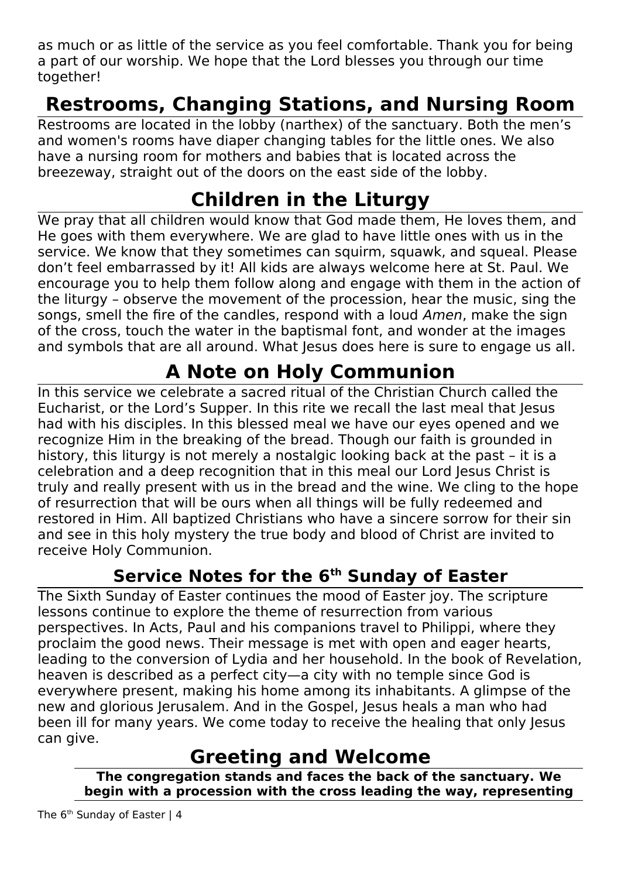as much or as little of the service as you feel comfortable. Thank you for being a part of our worship. We hope that the Lord blesses you through our time together!

## Restrooms, Changing Stations, and Nursing Room

Restrooms are located in the lobby (narthex) of the sanctuary. Both the men's and women's rooms have diaper changing tables for the little ones. We also have a nursing room for mothers and babies that is located across the breezeway, straight out of the doors on the east side of the lobby.

## Children in the Liturgy

We pray that all children would know that God made them, He loves them, and He goes with them everywhere. We are glad to have little ones with us in the service. We know that they sometimes can squirm, squawk, and squeal. Please don't feel embarrassed by it! All kids are always welcome here at St. Paul. We encourage you to help them follow along and engage with them in the action of the liturgy – observe the movement of the procession, hear the music, sing the songs, smell the fire of the candles, respond with a loud *Amen*, make the sign of the cross, touch the water in the baptismal font, and wonder at the images and symbols that are all around. What Jesus does here is sure to engage us all.

## A Note on Holy Communion

In this service we celebrate a sacred ritual of the Christian Church called the Eucharist, or the Lord's Supper. In this rite we recall the last meal that Jesus had with his disciples. In this blessed meal we have our eyes opened and we recognize Him in the breaking of the bread. Though our faith is grounded in history, this liturgy is not merely a nostalgic looking back at the past – it is a celebration and a deep recognition that in this meal our Lord Jesus Christ is truly and really present with us in the bread and the wine. We cling to the hope of resurrection that will be ours when all things will be fully redeemed and restored in Him. All baptized Christians who have a sincere sorrow for their sin and see in this holy mystery the true body and blood of Christ are invited to receive Holy Communion.

### Service Notes for the 6th Sunday of Easter

The Sixth Sunday of Easter continues the mood of Easter joy. The scripture lessons continue to explore the theme of resurrection from various perspectives. In Acts, Paul and his companions travel to Philippi, where they proclaim the good news. Their message is met with open and eager hearts, leading to the conversion of Lydia and her household. In the book of Revelation, heaven is described as a perfect city—a city with no temple since God is everywhere present, making his home among its inhabitants. A glimpse of the new and glorious Jerusalem. And in the Gospel, Jesus heals a man who had been ill for many years. We come today to receive the healing that only Jesus can give.

## Greeting and Welcome

**The congregation stands and faces the back of the sanctuary. We begin with a procession with the cross leading the way, representing**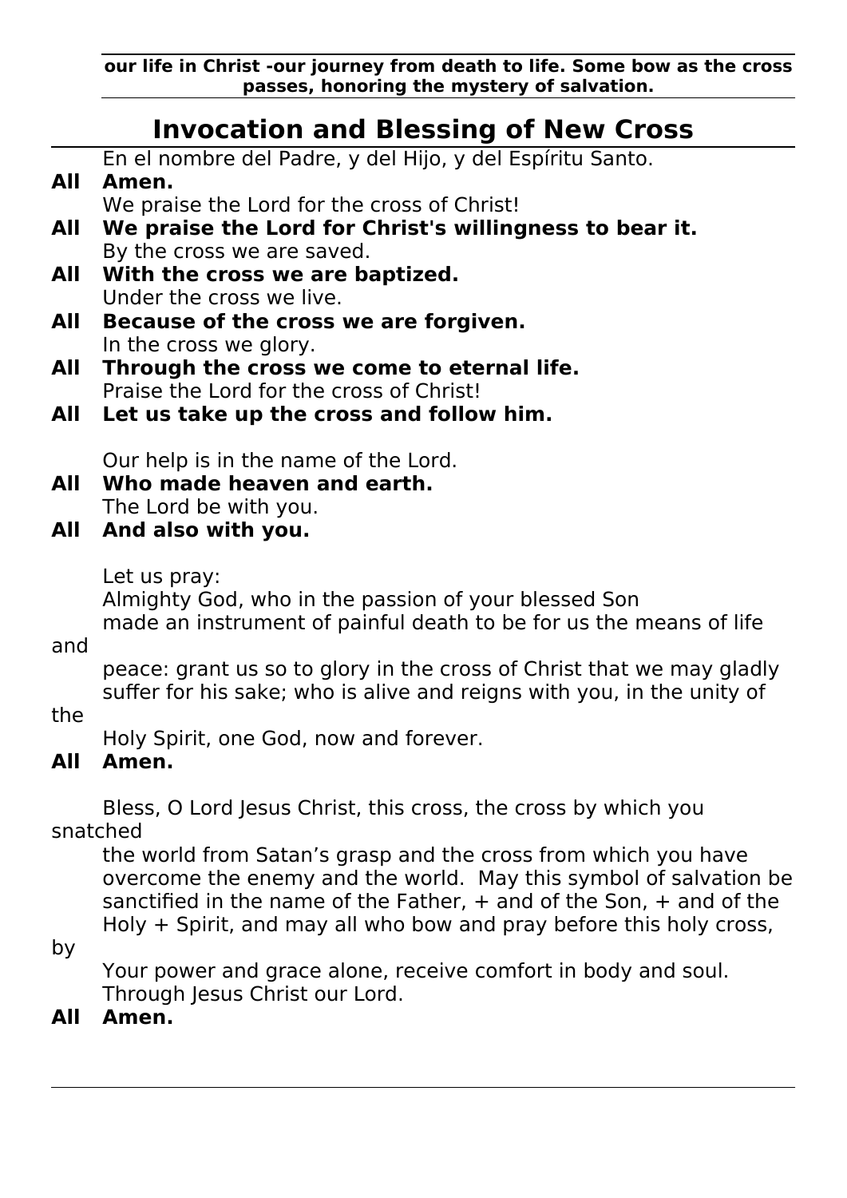**our life in Christ -our journey from death to life. Some bow as the cross passes, honoring the mystery of salvation.**

## Invocation and Blessing of New Cross

En el nombre del Padre, y del Hijo, y del Espíritu Santo.

**All Amen.**

We praise the Lord for the cross of Christ!

**All We praise the Lord for Christ's willingness to bear it.**

By the cross we are saved.

**All With the cross we are baptized.**

Under the cross we live.

**All Because of the cross we are forgiven.**

In the cross we glory.

**All Through the cross we come to eternal life.**

Praise the Lord for the cross of Christ!

**All Let us take up the cross and follow him.**

Our help is in the name of the Lord.

**All Who made heaven and earth.**

The Lord be with you.

**All And also with you.**

Let us pray:

Almighty God, who in the passion of your blessed Son made an instrument of painful death to be for us the means of life and peace: grant us so to glory in the cross of Christ that we may gladly suffer for his sake; who is alive and reigns with you, in the unity of the Holy Spirit, one God, now and forever.

**All Amen.**

Bless, O Lord Jesus Christ, this cross, the cross by which you snatched the world from Satan's grasp and the cross from which you have overcome the enemy and the world. May this symbol of salvation be sanctified in the name of the Father, + and of the Son, + and of the Holy + Spirit, and may all who bow and pray before this holy cross, by Your power and grace alone, receive comfort in body and soul. Through Jesus Christ our Lord.

**All Amen.**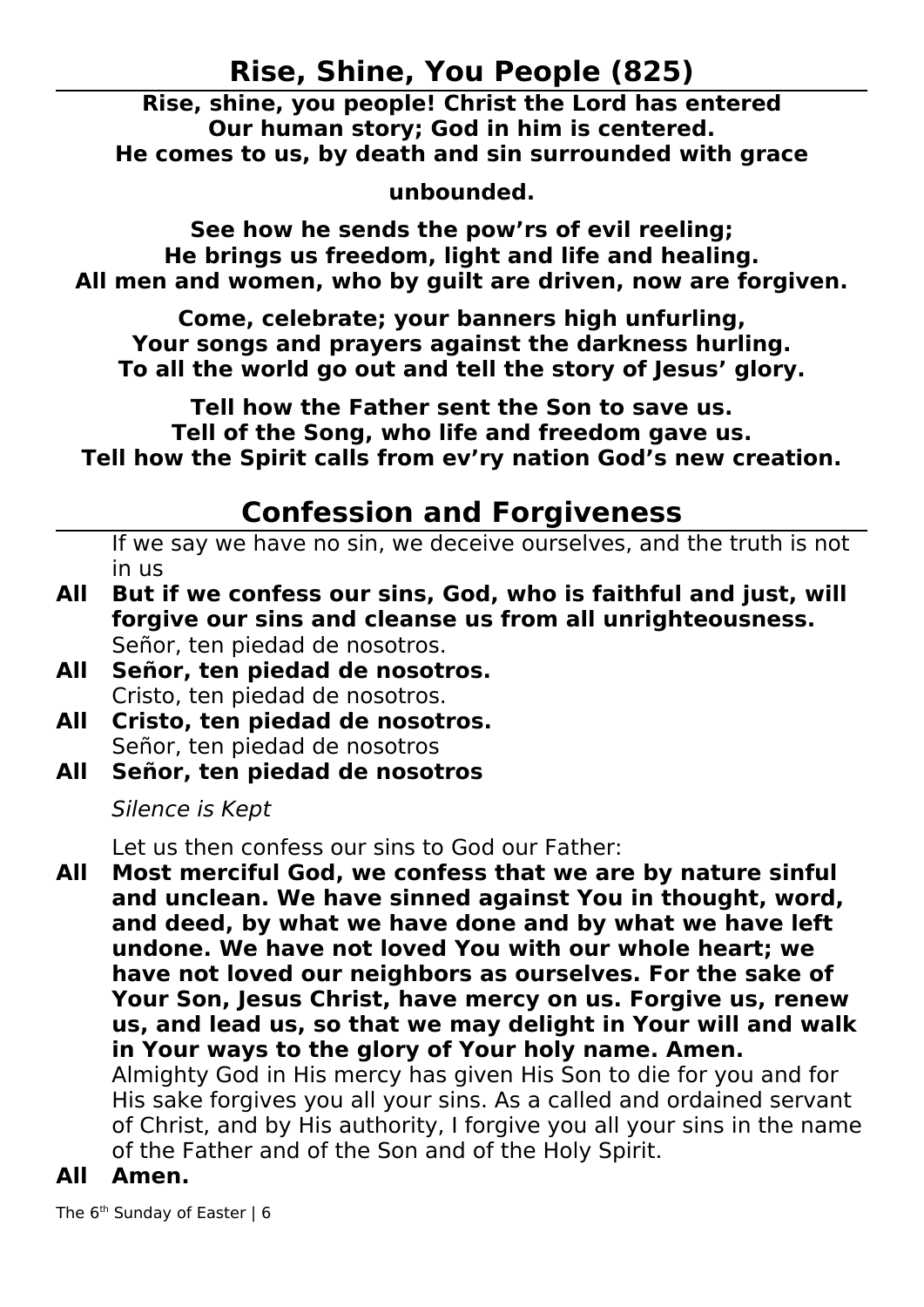## Rise, Shine, You People (825)

**Rise, shine, you people! Christ the Lord has entered**
**Our human story; God in him is centered.**
**He comes to us, by death and sin surrounded with grace unbounded.**

**See how he sends the pow'rs of evil reeling;**
**He brings us freedom, light and life and healing.**
**All men and women, who by guilt are driven, now are forgiven.**

**Come, celebrate; your banners high unfurling,**
**Your songs and prayers against the darkness hurling.**
**To all the world go out and tell the story of Jesus' glory.**

**Tell how the Father sent the Son to save us.**
**Tell of the Song, who life and freedom gave us.**
**Tell how the Spirit calls from ev'ry nation God's new creation.**

## Confession and Forgiveness

If we say we have no sin, we deceive ourselves, and the truth is not in us

**All But if we confess our sins, God, who is faithful and just, will forgive our sins and cleanse us from all unrighteousness.**

Señor, ten piedad de nosotros.

**All Señor, ten piedad de nosotros.**

Cristo, ten piedad de nosotros.

**All Cristo, ten piedad de nosotros.**

Señor, ten piedad de nosotros

**All Señor, ten piedad de nosotros**

*Silence is Kept*

Let us then confess our sins to God our Father:

**All Most merciful God, we confess that we are by nature sinful and unclean. We have sinned against You in thought, word, and deed, by what we have done and by what we have left undone. We have not loved You with our whole heart; we have not loved our neighbors as ourselves. For the sake of Your Son, Jesus Christ, have mercy on us. Forgive us, renew us, and lead us, so that we may delight in Your will and walk in Your ways to the glory of Your holy name. Amen.**

Almighty God in His mercy has given His Son to die for you and for His sake forgives you all your sins. As a called and ordained servant of Christ, and by His authority, I forgive you all your sins in the name of the Father and of the Son and of the Holy Spirit.

**All Amen.**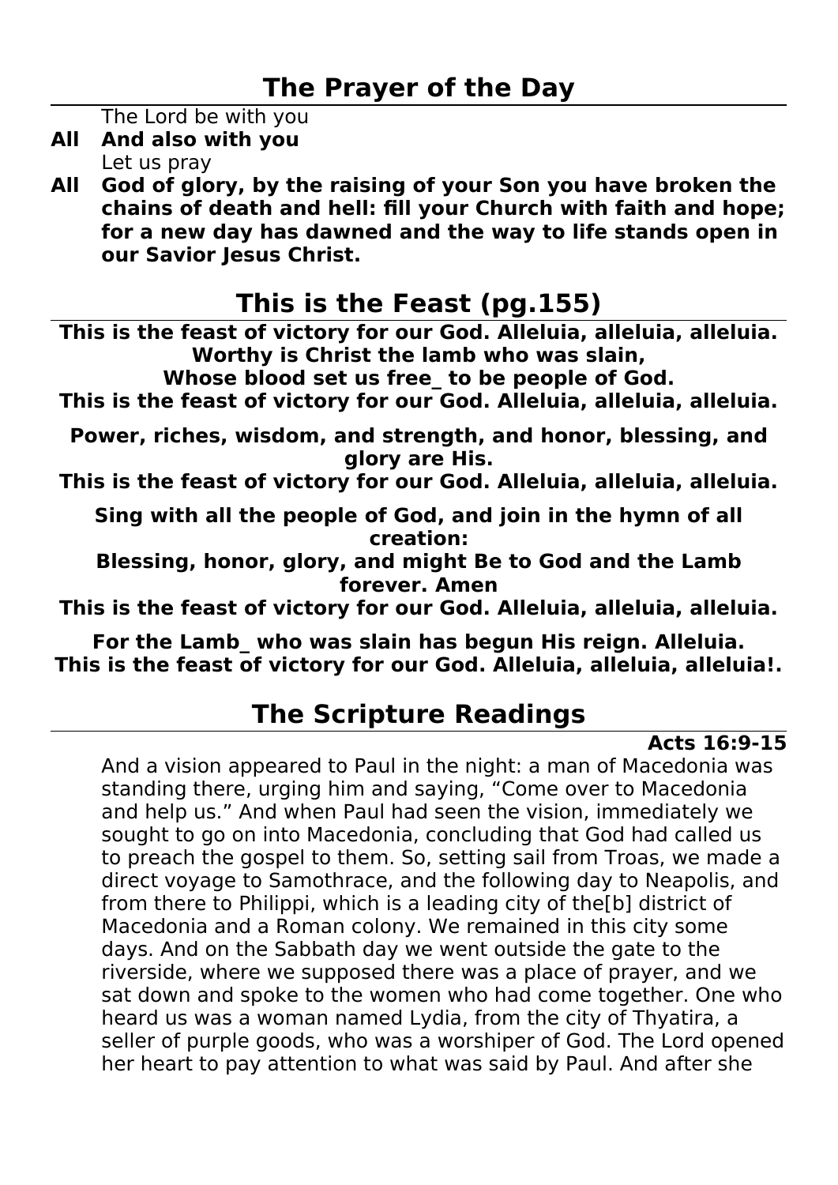## The Prayer of the Day

The Lord be with you

**All And also with you**

Let us pray

**All God of glory, by the raising of your Son you have broken the chains of death and hell: fill your Church with faith and hope; for a new day has dawned and the way to life stands open in our Savior Jesus Christ.**

## This is the Feast (pg.155)

**This is the feast of victory for our God. Alleluia, alleluia, alleluia.**
**Worthy is Christ the lamb who was slain,**
**Whose blood set us free_ to be people of God.**
**This is the feast of victory for our God. Alleluia, alleluia, alleluia.**

**Power, riches, wisdom, and strength, and honor, blessing, and glory are His.**
**This is the feast of victory for our God. Alleluia, alleluia, alleluia.**

**Sing with all the people of God, and join in the hymn of all creation:**
**Blessing, honor, glory, and might Be to God and the Lamb forever. Amen**
**This is the feast of victory for our God. Alleluia, alleluia, alleluia.**

**For the Lamb_ who was slain has begun His reign. Alleluia.**
**This is the feast of victory for our God. Alleluia, alleluia, alleluia!.**

## The Scripture Readings

**Acts 16:9-15**

And a vision appeared to Paul in the night: a man of Macedonia was standing there, urging him and saying, "Come over to Macedonia and help us." And when Paul had seen the vision, immediately we sought to go on into Macedonia, concluding that God had called us to preach the gospel to them. So, setting sail from Troas, we made a direct voyage to Samothrace, and the following day to Neapolis, and from there to Philippi, which is a leading city of the[b] district of Macedonia and a Roman colony. We remained in this city some days. And on the Sabbath day we went outside the gate to the riverside, where we supposed there was a place of prayer, and we sat down and spoke to the women who had come together. One who heard us was a woman named Lydia, from the city of Thyatira, a seller of purple goods, who was a worshiper of God. The Lord opened her heart to pay attention to what was said by Paul. And after she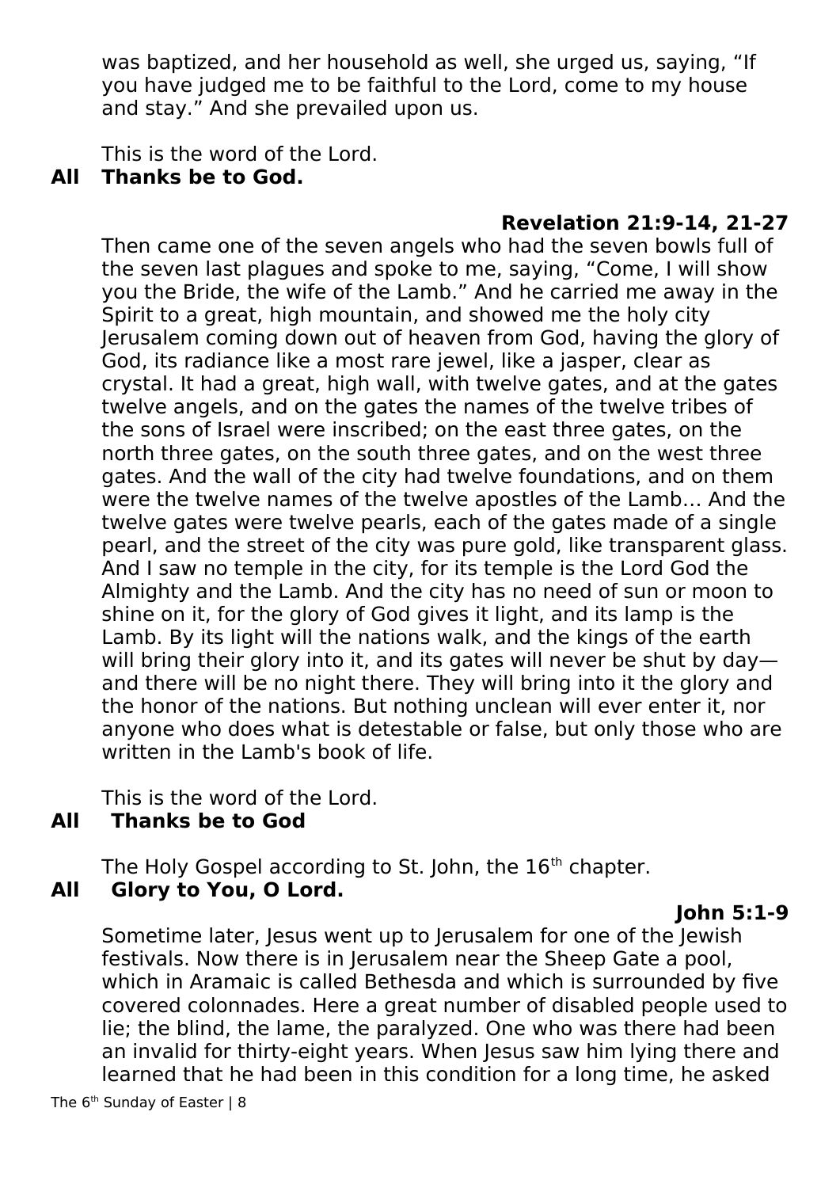was baptized, and her household as well, she urged us, saying, “If you have judged me to be faithful to the Lord, come to my house and stay.” And she prevailed upon us.

This is the word of the Lord.

**All Thanks be to God.**

**Revelation 21:9-14, 21-27**

Then came one of the seven angels who had the seven bowls full of the seven last plagues and spoke to me, saying, “Come, I will show you the Bride, the wife of the Lamb.” And he carried me away in the Spirit to a great, high mountain, and showed me the holy city Jerusalem coming down out of heaven from God, having the glory of God, its radiance like a most rare jewel, like a jasper, clear as crystal. It had a great, high wall, with twelve gates, and at the gates twelve angels, and on the gates the names of the twelve tribes of the sons of Israel were inscribed; on the east three gates, on the north three gates, on the south three gates, and on the west three gates. And the wall of the city had twelve foundations, and on them were the twelve names of the twelve apostles of the Lamb… And the twelve gates were twelve pearls, each of the gates made of a single pearl, and the street of the city was pure gold, like transparent glass. And I saw no temple in the city, for its temple is the Lord God the Almighty and the Lamb. And the city has no need of sun or moon to shine on it, for the glory of God gives it light, and its lamp is the Lamb. By its light will the nations walk, and the kings of the earth will bring their glory into it, and its gates will never be shut by day—and there will be no night there. They will bring into it the glory and the honor of the nations. But nothing unclean will ever enter it, nor anyone who does what is detestable or false, but only those who are written in the Lamb's book of life.

This is the word of the Lord.

**All Thanks be to God**

The Holy Gospel according to St. John, the 16th chapter.

**All Glory to You, O Lord.**

**John 5:1-9**

Sometime later, Jesus went up to Jerusalem for one of the Jewish festivals. Now there is in Jerusalem near the Sheep Gate a pool, which in Aramaic is called Bethesda and which is surrounded by five covered colonnades. Here a great number of disabled people used to lie; the blind, the lame, the paralyzed. One who was there had been an invalid for thirty-eight years. When Jesus saw him lying there and learned that he had been in this condition for a long time, he asked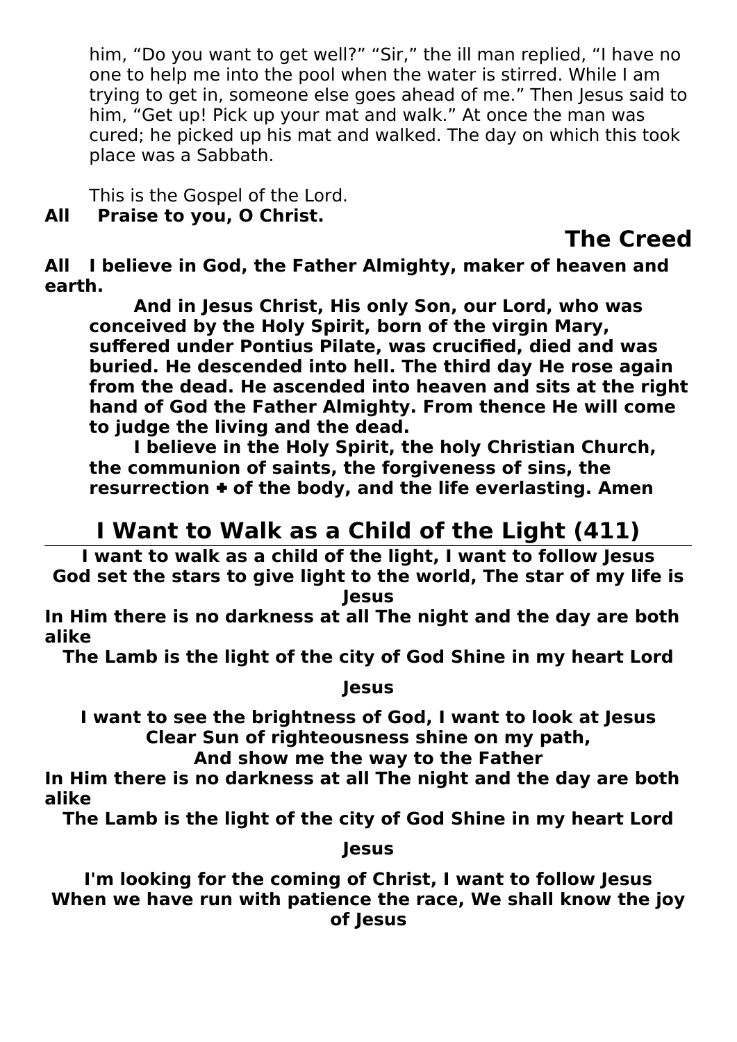him, “Do you want to get well?” “Sir,” the ill man replied, “I have no one to help me into the pool when the water is stirred. While I am trying to get in, someone else goes ahead of me.” Then Jesus said to him, “Get up! Pick up your mat and walk.” At once the man was cured; he picked up his mat and walked. The day on which this took place was a Sabbath.

This is the Gospel of the Lord.

**All Praise to you, O Christ.**

## The Creed

**All I believe in God, the Father Almighty, maker of heaven and earth.**

**And in Jesus Christ, His only Son, our Lord, who was conceived by the Holy Spirit, born of the virgin Mary, suffered under Pontius Pilate, was crucified, died and was buried. He descended into hell. The third day He rose again from the dead. He ascended into heaven and sits at the right hand of God the Father Almighty. From thence He will come to judge the living and the dead.**

**I believe in the Holy Spirit, the holy Christian Church, the communion of saints, the forgiveness of sins, the resurrection ✚ of the body, and the life everlasting. Amen**

## I Want to Walk as a Child of the Light (411)

**I want to walk as a child of the light, I want to follow Jesus**
**God set the stars to give light to the world, The star of my life is Jesus**
**In Him there is no darkness at all The night and the day are both alike**
**The Lamb is the light of the city of God Shine in my heart Lord Jesus**

**I want to see the brightness of God, I want to look at Jesus**
**Clear Sun of righteousness shine on my path,**
**And show me the way to the Father**
**In Him there is no darkness at all The night and the day are both alike**
**The Lamb is the light of the city of God Shine in my heart Lord Jesus**

**I'm looking for the coming of Christ, I want to follow Jesus**
**When we have run with patience the race, We shall know the joy of Jesus**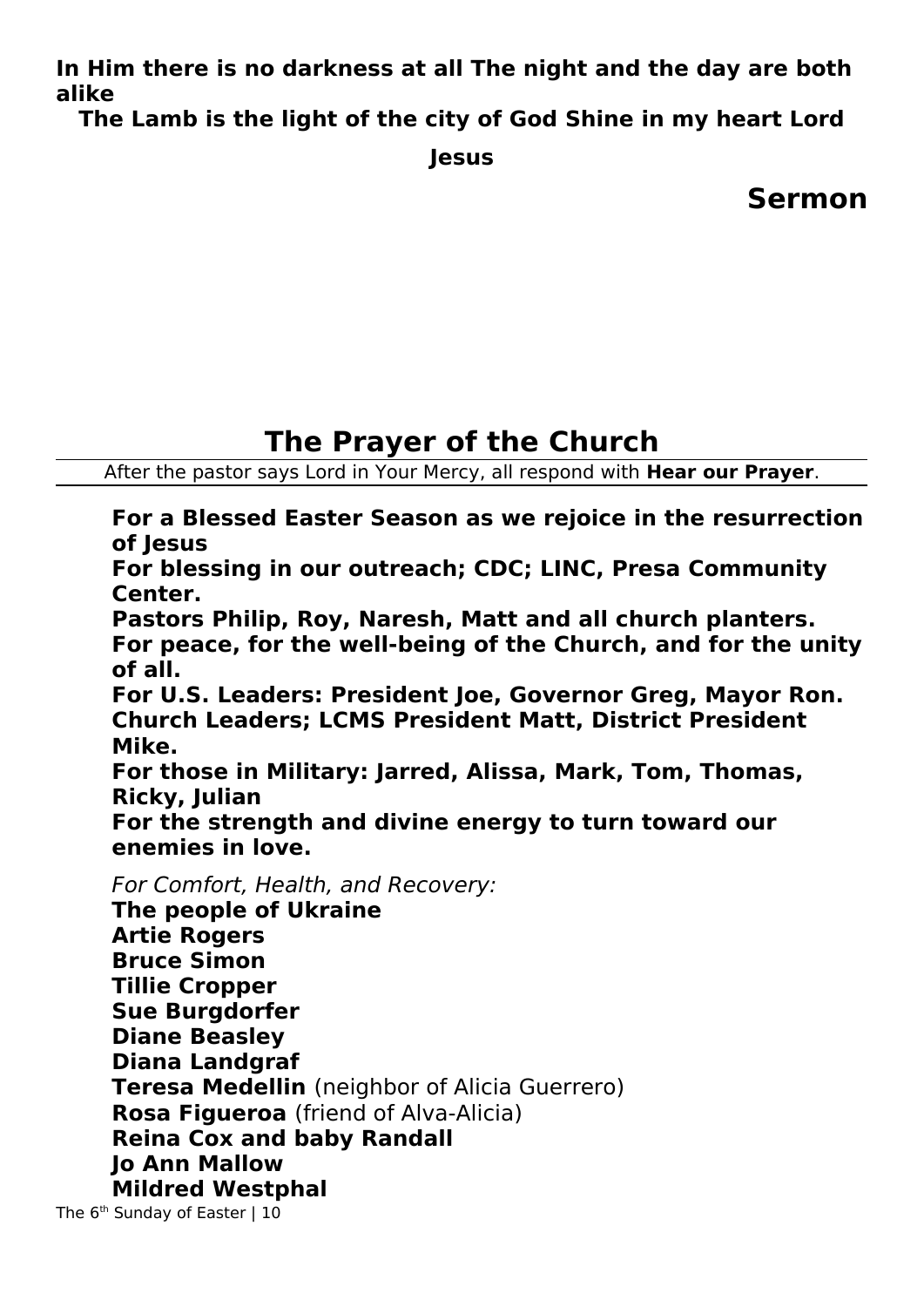**In Him there is no darkness at all The night and the day are both alike**

**The Lamb is the light of the city of God Shine in my heart Lord Jesus**

## Sermon

## The Prayer of the Church

After the pastor says Lord in Your Mercy, all respond with **Hear our Prayer**.

**For a Blessed Easter Season as we rejoice in the resurrection of Jesus**
**For blessing in our outreach; CDC; LINC, Presa Community Center.**
**Pastors Philip, Roy, Naresh, Matt and all church planters.**
**For peace, for the well-being of the Church, and for the unity of all.**
**For U.S. Leaders: President Joe, Governor Greg, Mayor Ron.**
**Church Leaders; LCMS President Matt, District President Mike.**
**For those in Military: Jarred, Alissa, Mark, Tom, Thomas, Ricky, Julian**
**For the strength and divine energy to turn toward our enemies in love.**

*For Comfort, Health, and Recovery:*
**The people of Ukraine**
**Artie Rogers**
**Bruce Simon**
**Tillie Cropper**
**Sue Burgdorfer**
**Diane Beasley**
**Diana Landgraf**
**Teresa Medellin** (neighbor of Alicia Guerrero)
**Rosa Figueroa** (friend of Alva-Alicia)
**Reina Cox and baby Randall**
**Jo Ann Mallow**
**Mildred Westphal**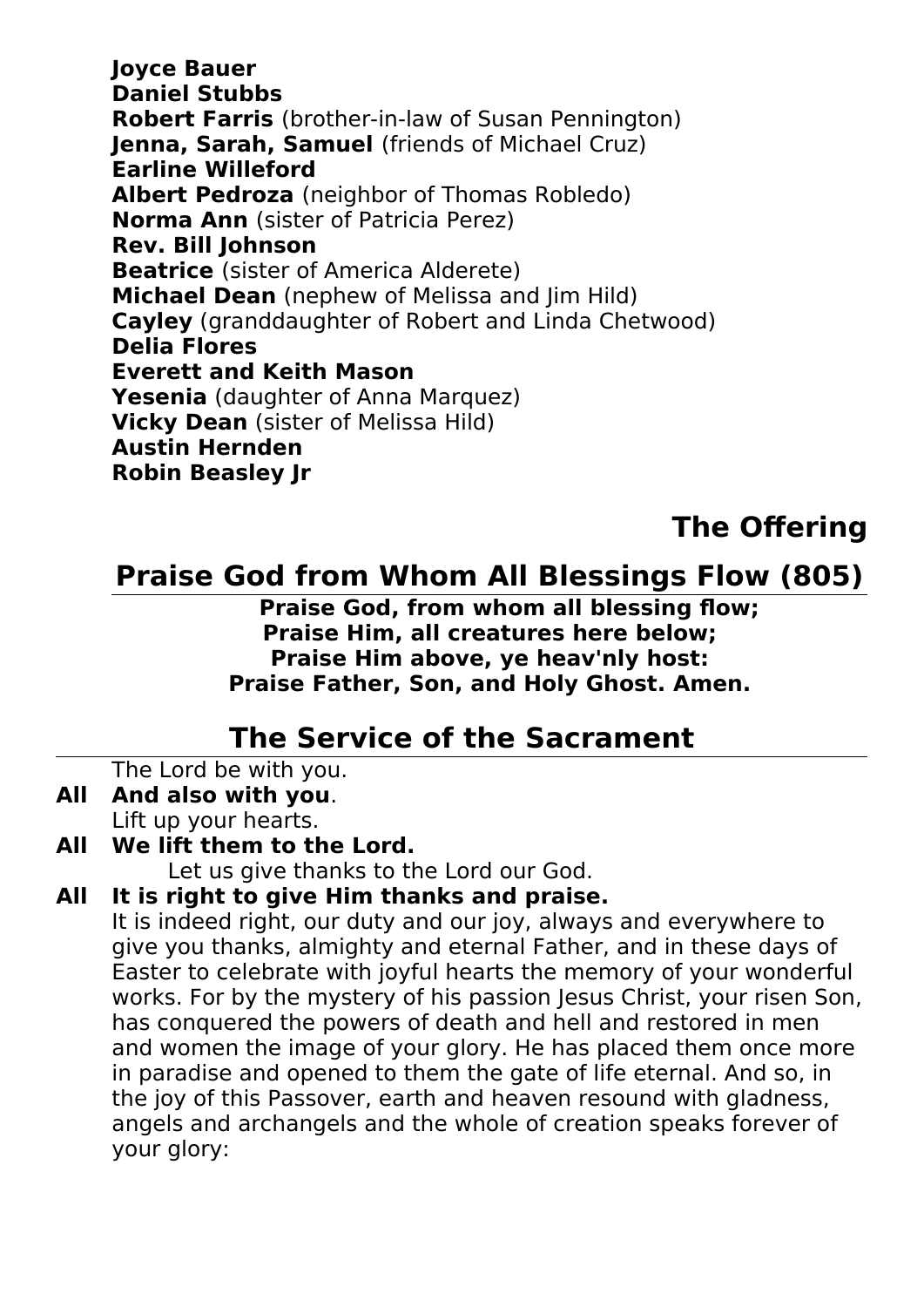**Joyce Bauer**
**Daniel Stubbs**
**Robert Farris** (brother-in-law of Susan Pennington)
**Jenna, Sarah, Samuel** (friends of Michael Cruz)
**Earline Willeford**
**Albert Pedroza** (neighbor of Thomas Robledo)
**Norma Ann** (sister of Patricia Perez)
**Rev. Bill Johnson**
**Beatrice** (sister of America Alderete)
**Michael Dean** (nephew of Melissa and Jim Hild)
**Cayley** (granddaughter of Robert and Linda Chetwood)
**Delia Flores**
**Everett and Keith Mason**
**Yesenia** (daughter of Anna Marquez)
**Vicky Dean** (sister of Melissa Hild)
**Austin Hernden**
**Robin Beasley Jr**

## The Offering

## Praise God from Whom All Blessings Flow (805)

**Praise God, from whom all blessing flow;**
**Praise Him, all creatures here below;**
**Praise Him above, ye heav'nly host:**
**Praise Father, Son, and Holy Ghost. Amen.**

## The Service of the Sacrament

The Lord be with you.

**All And also with you**.

Lift up your hearts.

**All We lift them to the Lord.**

Let us give thanks to the Lord our God.

**All It is right to give Him thanks and praise.**

It is indeed right, our duty and our joy, always and everywhere to give you thanks, almighty and eternal Father, and in these days of Easter to celebrate with joyful hearts the memory of your wonderful works. For by the mystery of his passion Jesus Christ, your risen Son, has conquered the powers of death and hell and restored in men and women the image of your glory. He has placed them once more in paradise and opened to them the gate of life eternal. And so, in the joy of this Passover, earth and heaven resound with gladness, angels and archangels and the whole of creation speaks forever of your glory: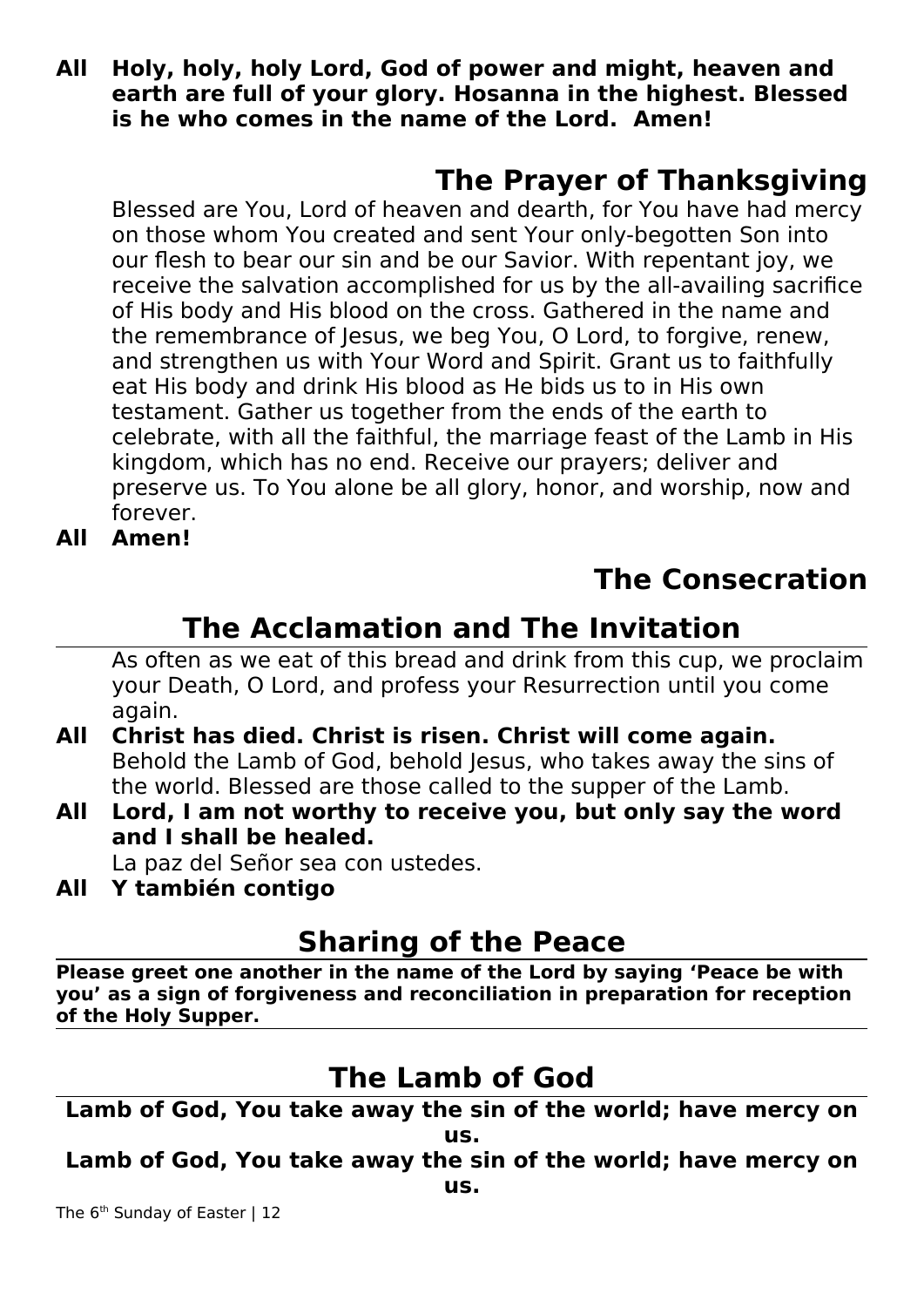**All Holy, holy, holy Lord, God of power and might, heaven and earth are full of your glory. Hosanna in the highest. Blessed is he who comes in the name of the Lord. Amen!**

## The Prayer of Thanksgiving

Blessed are You, Lord of heaven and dearth, for You have had mercy on those whom You created and sent Your only-begotten Son into our flesh to bear our sin and be our Savior. With repentant joy, we receive the salvation accomplished for us by the all-availing sacrifice of His body and His blood on the cross. Gathered in the name and the remembrance of Jesus, we beg You, O Lord, to forgive, renew, and strengthen us with Your Word and Spirit. Grant us to faithfully eat His body and drink His blood as He bids us to in His own testament. Gather us together from the ends of the earth to celebrate, with all the faithful, the marriage feast of the Lamb in His kingdom, which has no end. Receive our prayers; deliver and preserve us. To You alone be all glory, honor, and worship, now and forever.

**All Amen!**

## The Consecration

## The Acclamation and The Invitation

As often as we eat of this bread and drink from this cup, we proclaim your Death, O Lord, and profess your Resurrection until you come again.

**All Christ has died. Christ is risen. Christ will come again.**

Behold the Lamb of God, behold Jesus, who takes away the sins of the world. Blessed are those called to the supper of the Lamb.

**All Lord, I am not worthy to receive you, but only say the word and I shall be healed.**

La paz del Señor sea con ustedes.

**All Y también contigo**

## Sharing of the Peace

**Please greet one another in the name of the Lord by saying 'Peace be with you' as a sign of forgiveness and reconciliation in preparation for reception of the Holy Supper.**

## The Lamb of God

**Lamb of God, You take away the sin of the world; have mercy on us.**

**Lamb of God, You take away the sin of the world; have mercy on us.**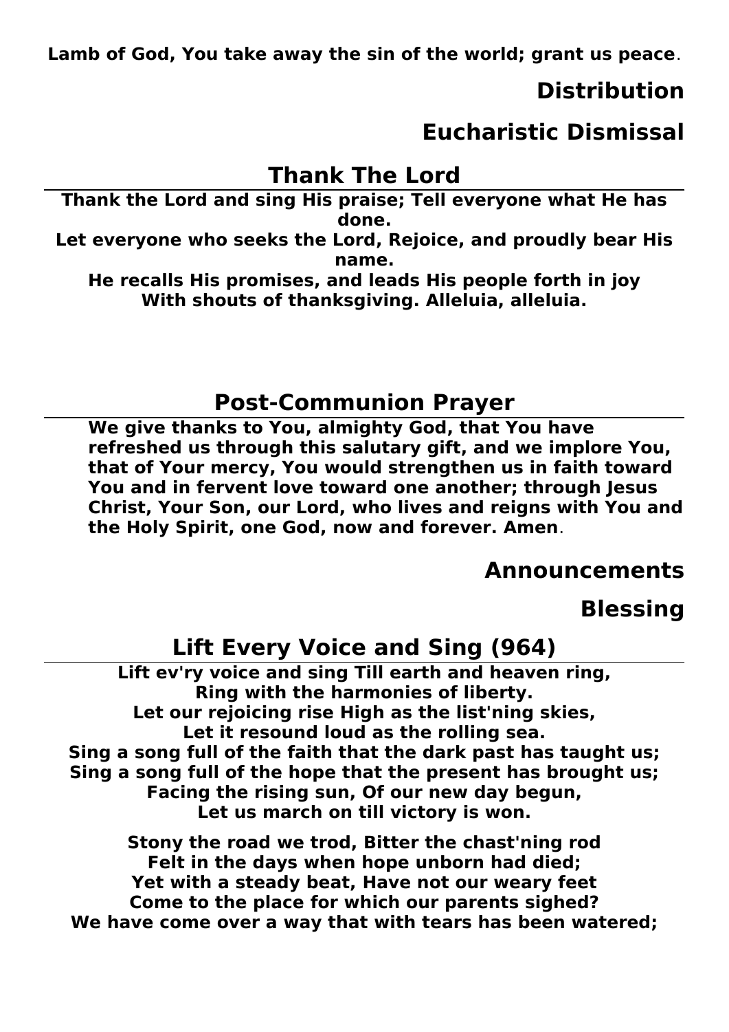**Lamb of God, You take away the sin of the world; grant us peace**.

## Distribution

## Eucharistic Dismissal

## Thank The Lord

**Thank the Lord and sing His praise; Tell everyone what He has done.**
**Let everyone who seeks the Lord, Rejoice, and proudly bear His name.**
**He recalls His promises, and leads His people forth in joy**
**With shouts of thanksgiving. Alleluia, alleluia.**

## Post-Communion Prayer

**We give thanks to You, almighty God, that You have refreshed us through this salutary gift, and we implore You, that of Your mercy, You would strengthen us in faith toward You and in fervent love toward one another; through Jesus Christ, Your Son, our Lord, who lives and reigns with You and the Holy Spirit, one God, now and forever. Amen**.

## Announcements

## Blessing

## Lift Every Voice and Sing (964)

**Lift ev'ry voice and sing Till earth and heaven ring,**
**Ring with the harmonies of liberty.**
**Let our rejoicing rise High as the list'ning skies,**
**Let it resound loud as the rolling sea.**
**Sing a song full of the faith that the dark past has taught us;**
**Sing a song full of the hope that the present has brought us;**
**Facing the rising sun, Of our new day begun,**
**Let us march on till victory is won.**

**Stony the road we trod, Bitter the chast'ning rod**
**Felt in the days when hope unborn had died;**
**Yet with a steady beat, Have not our weary feet**
**Come to the place for which our parents sighed?**
**We have come over a way that with tears has been watered;**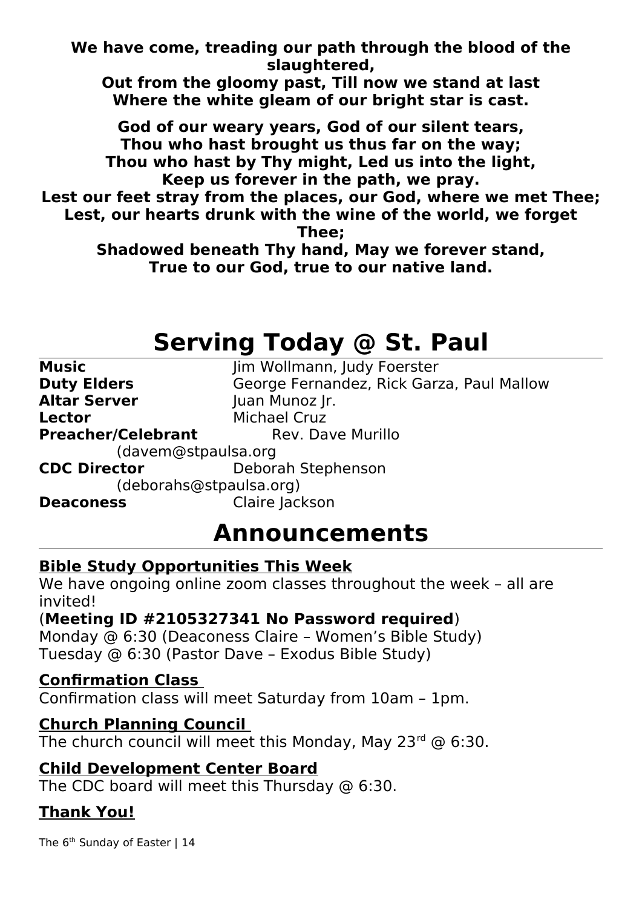**We have come, treading our path through the blood of the slaughtered,**
**Out from the gloomy past, Till now we stand at last**
**Where the white gleam of our bright star is cast.**

**God of our weary years, God of our silent tears,**
**Thou who hast brought us thus far on the way;**
**Thou who hast by Thy might, Led us into the light,**
**Keep us forever in the path, we pray.**
**Lest our feet stray from the places, our God, where we met Thee;**
**Lest, our hearts drunk with the wine of the world, we forget Thee;**
**Shadowed beneath Thy hand, May we forever stand,**
**True to our God, true to our native land.**

# Serving Today @ St. Paul

**Music** Jim Wollmann, Judy Foerster
**Duty Elders** George Fernandez, Rick Garza, Paul Mallow
**Altar Server** Juan Munoz Jr.
**Lector** Michael Cruz
**Preacher/Celebrant** Rev. Dave Murillo (davem@stpaulsa.org
**CDC Director** Deborah Stephenson (deborahs@stpaulsa.org)
**Deaconess** Claire Jackson

# Announcements

### Bible Study Opportunities This Week

We have ongoing online zoom classes throughout the week – all are invited!

(**Meeting ID #2105327341 No Password required**)
Monday @ 6:30 (Deaconess Claire – Women's Bible Study)
Tuesday @ 6:30 (Pastor Dave – Exodus Bible Study)

### Confirmation Class

Confirmation class will meet Saturday from 10am – 1pm.

### Church Planning Council

The church council will meet this Monday, May 23rd @ 6:30.

### Child Development Center Board

The CDC board will meet this Thursday @ 6:30.

### Thank You!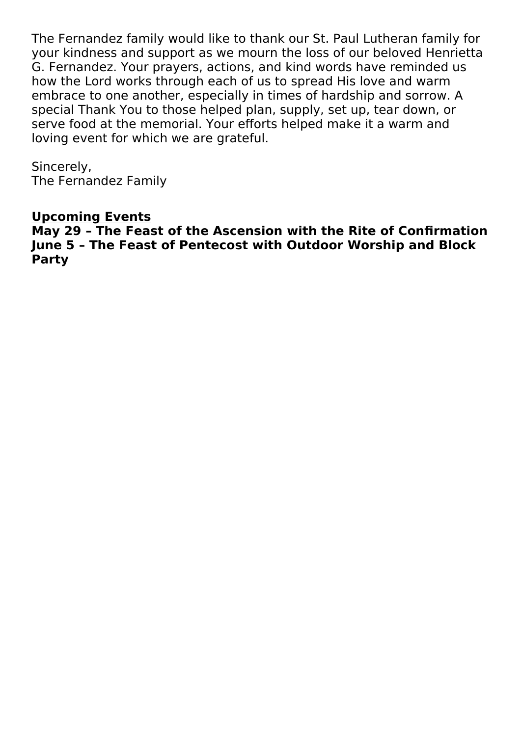The Fernandez family would like to thank our St. Paul Lutheran family for your kindness and support as we mourn the loss of our beloved Henrietta G. Fernandez. Your prayers, actions, and kind words have reminded us how the Lord works through each of us to spread His love and warm embrace to one another, especially in times of hardship and sorrow. A special Thank You to those helped plan, supply, set up, tear down, or serve food at the memorial. Your efforts helped make it a warm and loving event for which we are grateful.

Sincerely,
The Fernandez Family

**Upcoming Events**

**May 29 – The Feast of the Ascension with the Rite of Confirmation**
**June 5 – The Feast of Pentecost with Outdoor Worship and Block Party**